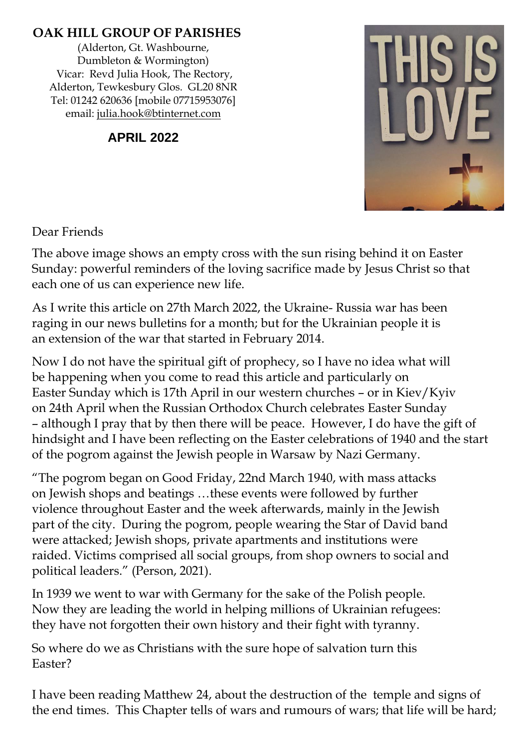**OAK HILL GROUP OF PARISHES**

(Alderton, Gt. Washbourne,
Dumbleton & Wormington)
Vicar: Revd Julia Hook, The Rectory,
Alderton, Tewkesbury Glos. GL20 8NR
Tel: 01242 620636 [mobile 07715953076]
email: julia.hook@btinternet.com

**APRIL 2022**

Dear Friends

The above image shows an empty cross with the sun rising behind it on Easter Sunday: powerful reminders of the loving sacrifice made by Jesus Christ so that each one of us can experience new life.

As I write this article on 27th March 2022, the Ukraine- Russia war has been raging in our news bulletins for a month; but for the Ukrainian people it is an extension of the war that started in February 2014.

Now I do not have the spiritual gift of prophecy, so I have no idea what will be happening when you come to read this article and particularly on Easter Sunday which is 17th April in our western churches – or in Kiev/Kyiv on 24th April when the Russian Orthodox Church celebrates Easter Sunday – although I pray that by then there will be peace. However, I do have the gift of hindsight and I have been reflecting on the Easter celebrations of 1940 and the start of the pogrom against the Jewish people in Warsaw by Nazi Germany.

"The pogrom began on Good Friday, 22nd March 1940, with mass attacks on Jewish shops and beatings …these events were followed by further violence throughout Easter and the week afterwards, mainly in the Jewish part of the city. During the pogrom, people wearing the Star of David band were attacked; Jewish shops, private apartments and institutions were raided. Victims comprised all social groups, from shop owners to social and political leaders." (Person, 2021).

In 1939 we went to war with Germany for the sake of the Polish people. Now they are leading the world in helping millions of Ukrainian refugees: they have not forgotten their own history and their fight with tyranny.

So where do we as Christians with the sure hope of salvation turn this Easter?

I have been reading Matthew 24, about the destruction of the temple and signs of the end times. This Chapter tells of wars and rumours of wars; that life will be hard;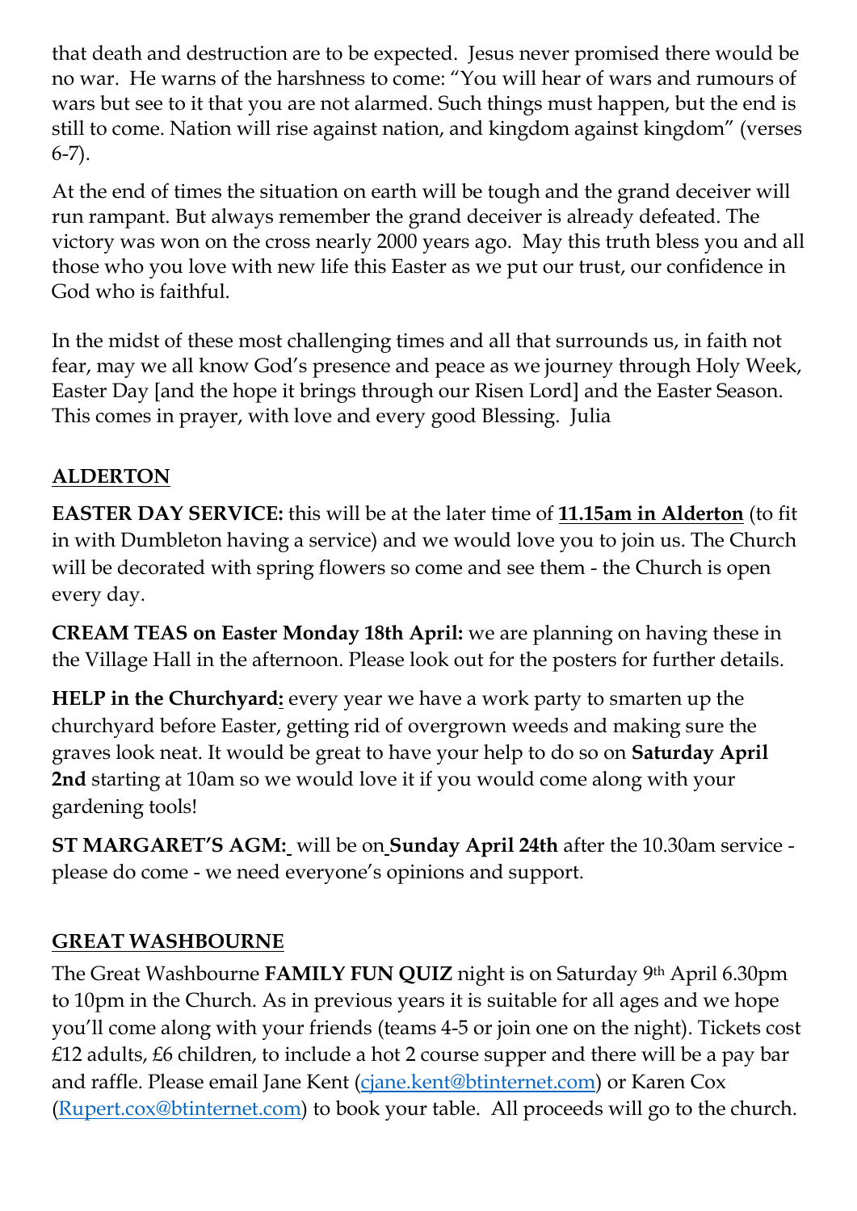that death and destruction are to be expected. Jesus never promised there would be no war. He warns of the harshness to come: "You will hear of wars and rumours of wars but see to it that you are not alarmed. Such things must happen, but the end is still to come. Nation will rise against nation, and kingdom against kingdom" (verses 6-7).

At the end of times the situation on earth will be tough and the grand deceiver will run rampant. But always remember the grand deceiver is already defeated. The victory was won on the cross nearly 2000 years ago. May this truth bless you and all those who you love with new life this Easter as we put our trust, our confidence in God who is faithful.

In the midst of these most challenging times and all that surrounds us, in faith not fear, may we all know God's presence and peace as we journey through Holy Week, Easter Day [and the hope it brings through our Risen Lord] and the Easter Season. This comes in prayer, with love and every good Blessing. Julia

## ALDERTON

**EASTER DAY SERVICE:** this will be at the later time of **11.15am in Alderton** (to fit in with Dumbleton having a service) and we would love you to join us. The Church will be decorated with spring flowers so come and see them - the Church is open every day.

**CREAM TEAS on Easter Monday 18th April:** we are planning on having these in the Village Hall in the afternoon. Please look out for the posters for further details.

**HELP in the Churchyard:** every year we have a work party to smarten up the churchyard before Easter, getting rid of overgrown weeds and making sure the graves look neat. It would be great to have your help to do so on **Saturday April 2nd** starting at 10am so we would love it if you would come along with your gardening tools!

**ST MARGARET'S AGM:** will be on **Sunday April 24th** after the 10.30am service - please do come - we need everyone's opinions and support.

## GREAT WASHBOURNE

The Great Washbourne **FAMILY FUN QUIZ** night is on Saturday 9th April 6.30pm to 10pm in the Church. As in previous years it is suitable for all ages and we hope you'll come along with your friends (teams 4-5 or join one on the night). Tickets cost £12 adults, £6 children, to include a hot 2 course supper and there will be a pay bar and raffle. Please email Jane Kent (cjane.kent@btinternet.com) or Karen Cox (Rupert.cox@btinternet.com) to book your table. All proceeds will go to the church.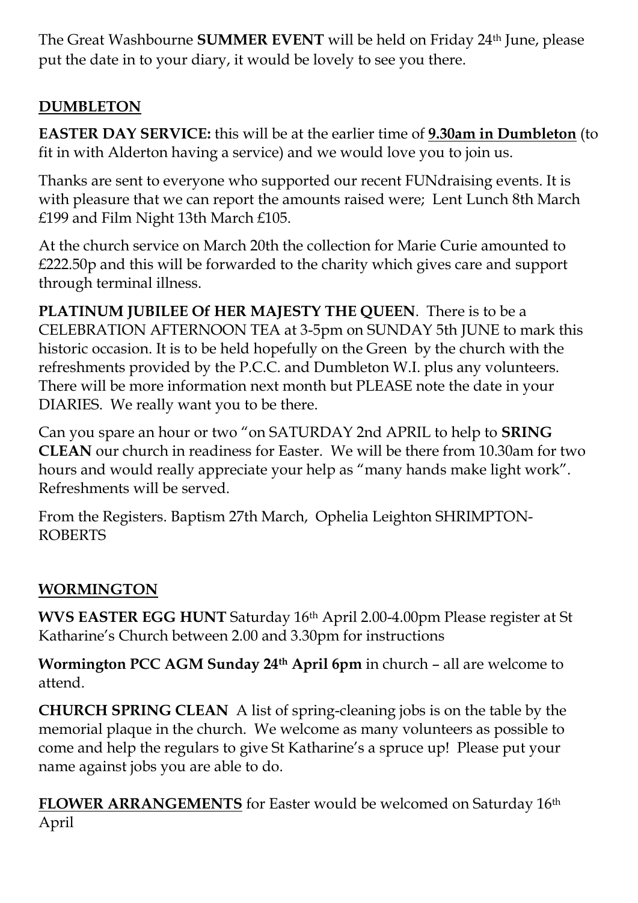The Great Washbourne **SUMMER EVENT** will be held on Friday 24th June, please put the date in to your diary, it would be lovely to see you there.

## DUMBLETON

**EASTER DAY SERVICE:** this will be at the earlier time of **9.30am in Dumbleton** (to fit in with Alderton having a service) and we would love you to join us.

Thanks are sent to everyone who supported our recent FUNdraising events. It is with pleasure that we can report the amounts raised were; Lent Lunch 8th March £199 and Film Night 13th March £105.

At the church service on March 20th the collection for Marie Curie amounted to £222.50p and this will be forwarded to the charity which gives care and support through terminal illness.

**PLATINUM JUBILEE Of HER MAJESTY THE QUEEN**. There is to be a CELEBRATION AFTERNOON TEA at 3-5pm on SUNDAY 5th JUNE to mark this historic occasion. It is to be held hopefully on the Green by the church with the refreshments provided by the P.C.C. and Dumbleton W.I. plus any volunteers. There will be more information next month but PLEASE note the date in your DIARIES. We really want you to be there.

Can you spare an hour or two "on SATURDAY 2nd APRIL to help to **SRING CLEAN** our church in readiness for Easter. We will be there from 10.30am for two hours and would really appreciate your help as "many hands make light work". Refreshments will be served.

From the Registers. Baptism 27th March, Ophelia Leighton SHRIMPTON-ROBERTS

## WORMINGTON

**WVS EASTER EGG HUNT** Saturday 16th April 2.00-4.00pm Please register at St Katharine's Church between 2.00 and 3.30pm for instructions

**Wormington PCC AGM Sunday 24th April 6pm** in church – all are welcome to attend.

**CHURCH SPRING CLEAN** A list of spring-cleaning jobs is on the table by the memorial plaque in the church. We welcome as many volunteers as possible to come and help the regulars to give St Katharine's a spruce up! Please put your name against jobs you are able to do.

**FLOWER ARRANGEMENTS** for Easter would be welcomed on Saturday 16th April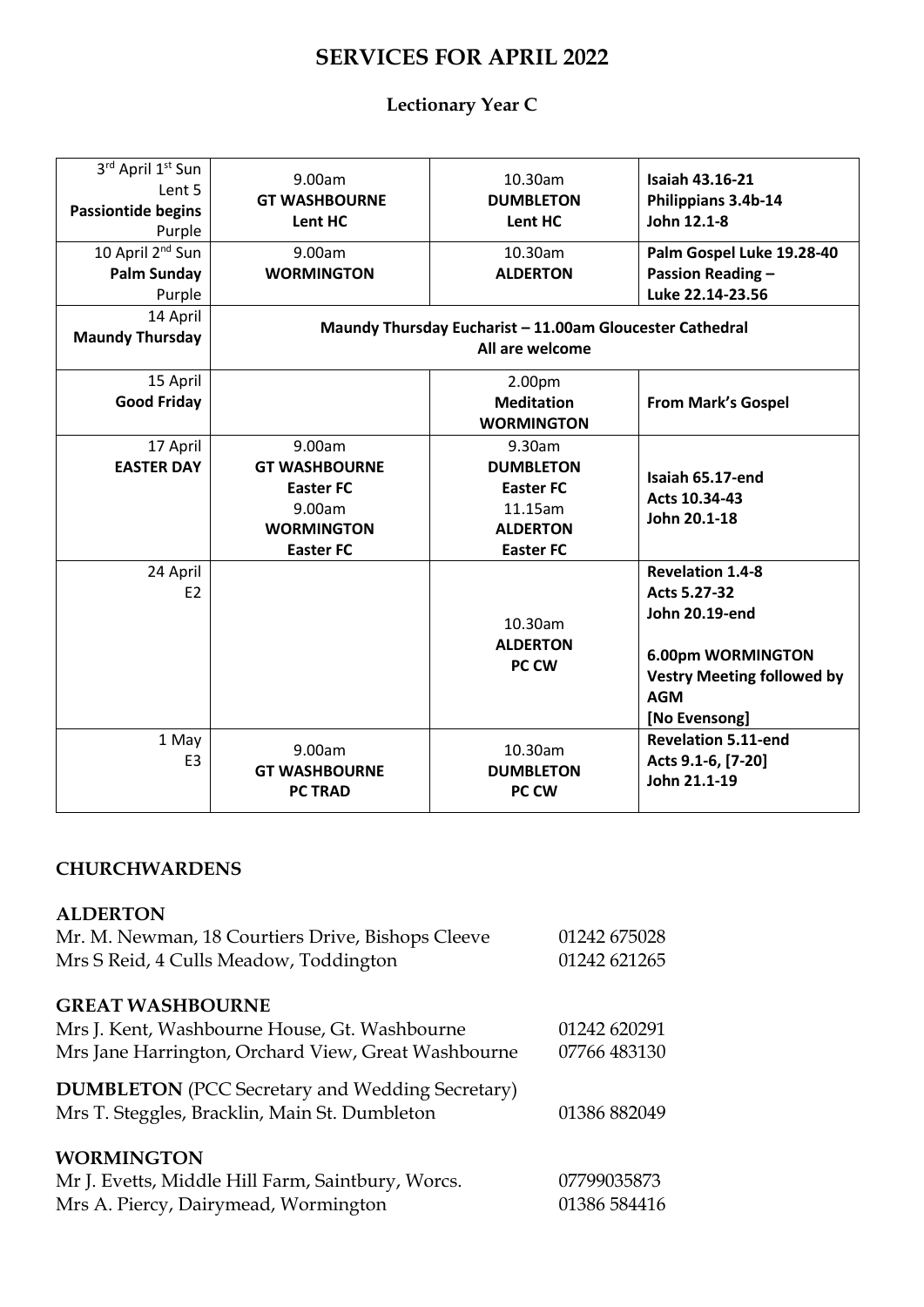# SERVICES FOR APRIL 2022

### Lectionary Year C

| | | | |
|---|---|---|---|
| 3rd April 1st Sun Lent 5 **Passiontide begins** Purple | 9.00am **GT WASHBOURNE** **Lent HC** | 10.30am **DUMBLETON** **Lent HC** | **Isaiah 43.16-21** **Philippians 3.4b-14** **John 12.1-8** |
| 10 April 2nd Sun **Palm Sunday** Purple | 9.00am **WORMINGTON** | 10.30am **ALDERTON** | **Palm Gospel Luke 19.28-40** **Passion Reading – Luke 22.14-23.56** |
| 14 April **Maundy Thursday** | **Maundy Thursday Eucharist – 11.00am Gloucester Cathedral All are welcome** | | |
| 15 April **Good Friday** | | 2.00pm **Meditation** **WORMINGTON** | **From Mark's Gospel** |
| 17 April **EASTER DAY** | 9.00am **GT WASHBOURNE** **Easter FC** 9.00am **WORMINGTON** **Easter FC** | 9.30am **DUMBLETON** **Easter FC** 11.15am **ALDERTON** **Easter FC** | **Isaiah 65.17-end** **Acts 10.34-43** **John 20.1-18** |
| 24 April E2 | | 10.30am **ALDERTON** **PC CW** | **Revelation 1.4-8** **Acts 5.27-32** **John 20.19-end** **6.00pm WORMINGTON** **Vestry Meeting followed by AGM** **[No Evensong]** |
| 1 May E3 | 9.00am **GT WASHBOURNE** **PC TRAD** | 10.30am **DUMBLETON** **PC CW** | **Revelation 5.11-end** **Acts 9.1-6, [7-20]** **John 21.1-19** |

## CHURCHWARDENS

### ALDERTON

Mr. M. Newman, 18 Courtiers Drive, Bishops Cleeve 01242 675028
Mrs S Reid, 4 Culls Meadow, Toddington 01242 621265

### GREAT WASHBOURNE

Mrs J. Kent, Washbourne House, Gt. Washbourne 01242 620291
Mrs Jane Harrington, Orchard View, Great Washbourne 07766 483130

**DUMBLETON** (PCC Secretary and Wedding Secretary)
Mrs T. Steggles, Bracklin, Main St. Dumbleton 01386 882049

### WORMINGTON

Mr J. Evetts, Middle Hill Farm, Saintbury, Worcs. 07799035873
Mrs A. Piercy, Dairymead, Wormington 01386 584416